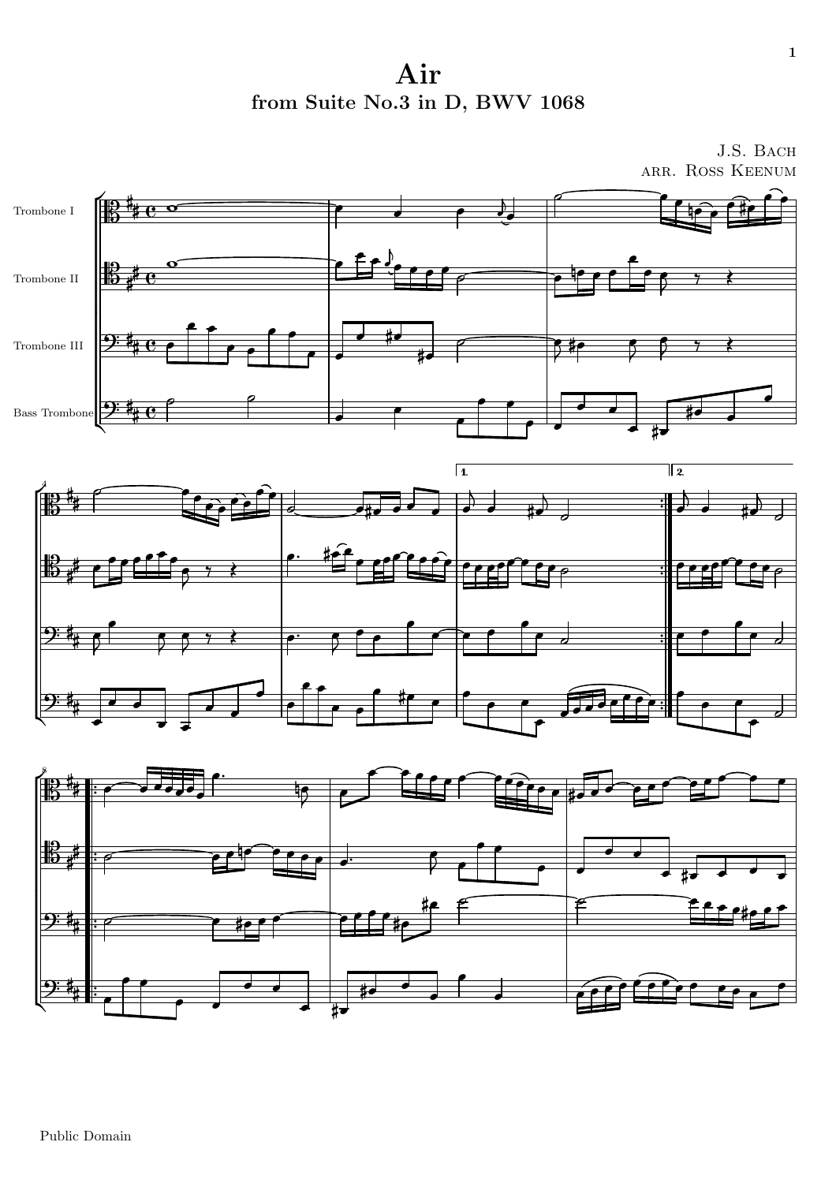# Air

## from Suite No.3 in D, BWV 1068

J.S. Bach
arr. Ross Keenum

Trombone I

Trombone II

Trombone III

Bass Trombone

Public Domain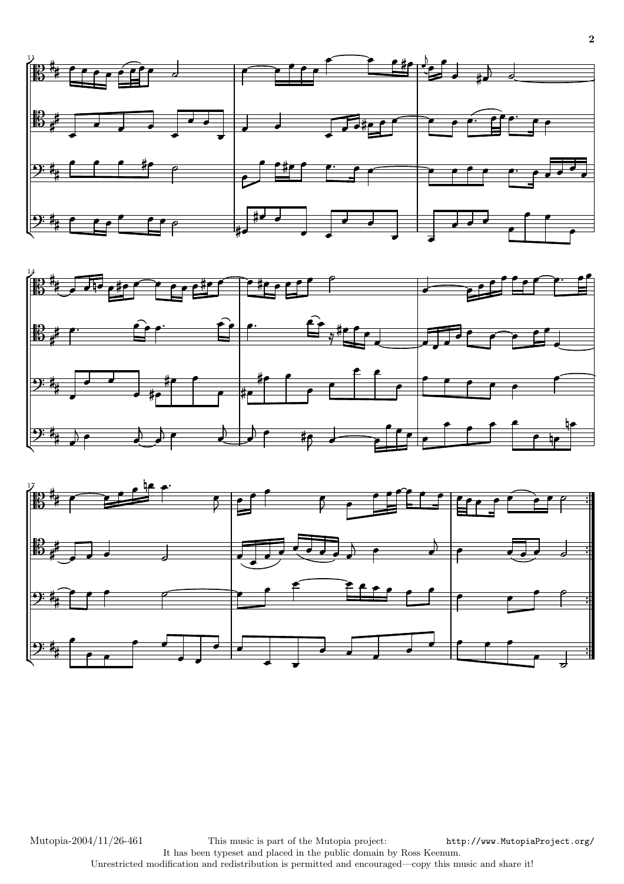Mutopia-2004/11/26-461 This music is part of the Mutopia project: http://www.MutopiaProject.org/

It has been typeset and placed in the public domain by Ross Keenum.

Unrestricted modification and redistribution is permitted and encouraged—copy this music and share it!